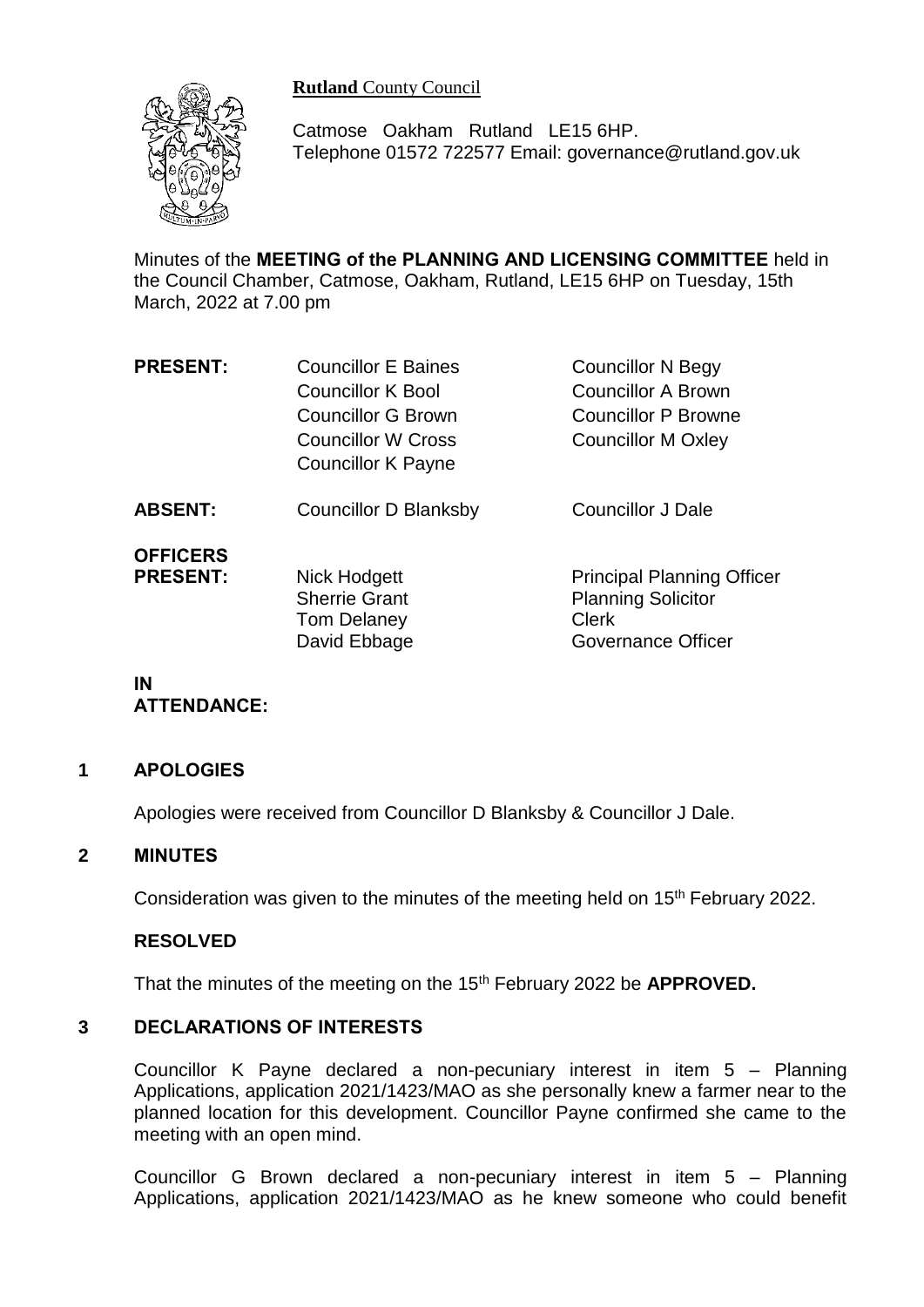**Rutland** County Council

Catmose Oakham Rutland LE15 6HP.
Telephone 01572 722577 Email: governance@rutland.gov.uk

Minutes of the **MEETING of the PLANNING AND LICENSING COMMITTEE** held in the Council Chamber, Catmose, Oakham, Rutland, LE15 6HP on Tuesday, 15th March, 2022 at 7.00 pm

| | | |
|---|---|---|
| **PRESENT:** | Councillor E Baines | Councillor N Begy |
| | Councillor K Bool | Councillor A Brown |
| | Councillor G Brown | Councillor P Browne |
| | Councillor W Cross | Councillor M Oxley |
| | Councillor K Payne | |
| **ABSENT:** | Councillor D Blanksby | Councillor J Dale |
| **OFFICERS PRESENT:** | Nick Hodgett | Principal Planning Officer |
| | Sherrie Grant | Planning Solicitor |
| | Tom Delaney | Clerk |
| | David Ebbage | Governance Officer |

**IN ATTENDANCE:**

## 1 APOLOGIES

Apologies were received from Councillor D Blanksby & Councillor J Dale.

## 2 MINUTES

Consideration was given to the minutes of the meeting held on 15th February 2022.

### RESOLVED

That the minutes of the meeting on the 15th February 2022 be **APPROVED.**

## 3 DECLARATIONS OF INTERESTS

Councillor K Payne declared a non-pecuniary interest in item 5 – Planning Applications, application 2021/1423/MAO as she personally knew a farmer near to the planned location for this development. Councillor Payne confirmed she came to the meeting with an open mind.

Councillor G Brown declared a non-pecuniary interest in item 5 – Planning Applications, application 2021/1423/MAO as he knew someone who could benefit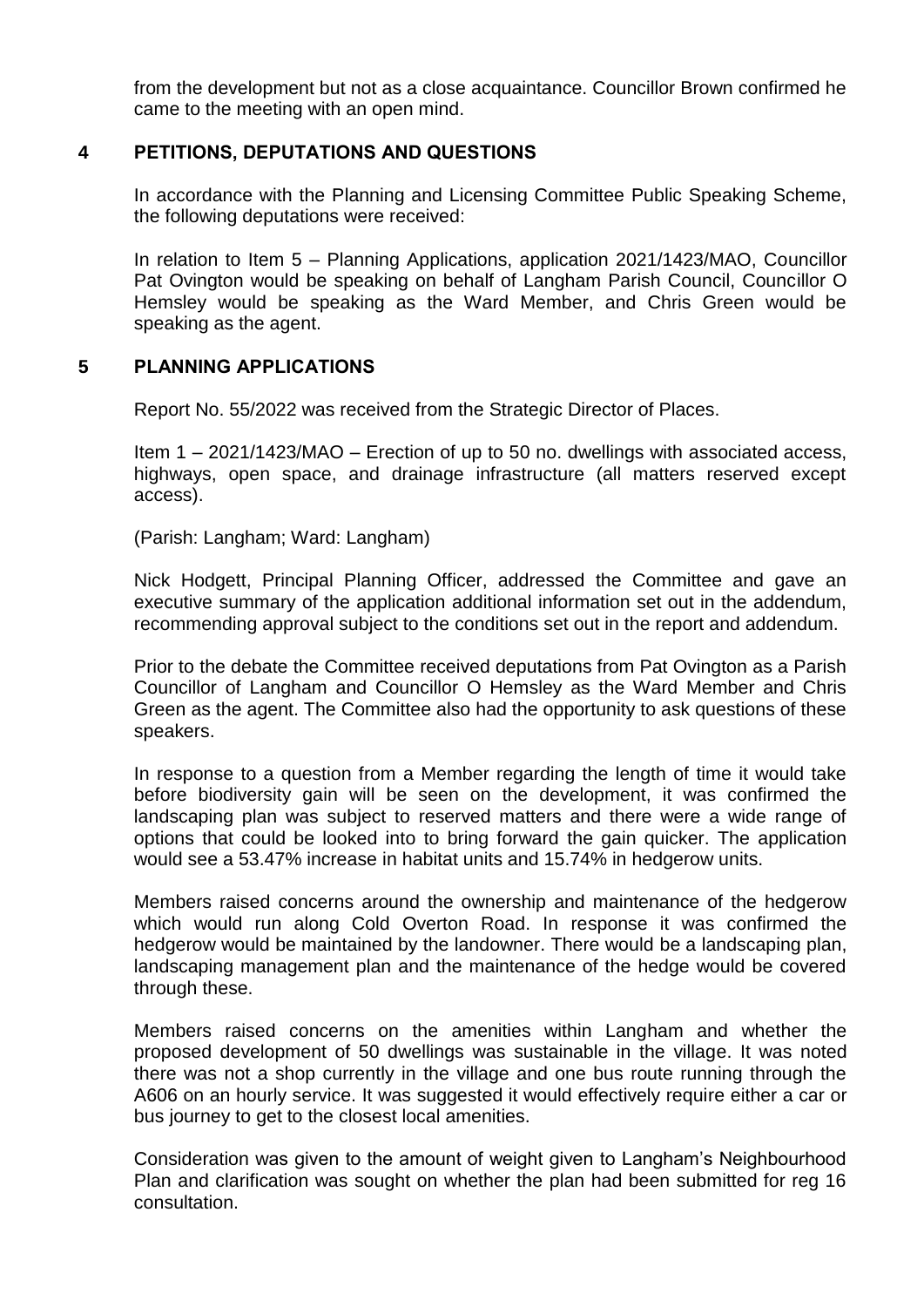from the development but not as a close acquaintance. Councillor Brown confirmed he came to the meeting with an open mind.

## 4 PETITIONS, DEPUTATIONS AND QUESTIONS

In accordance with the Planning and Licensing Committee Public Speaking Scheme, the following deputations were received:

In relation to Item 5 – Planning Applications, application 2021/1423/MAO, Councillor Pat Ovington would be speaking on behalf of Langham Parish Council, Councillor O Hemsley would be speaking as the Ward Member, and Chris Green would be speaking as the agent.

## 5 PLANNING APPLICATIONS

Report No. 55/2022 was received from the Strategic Director of Places.

Item 1 – 2021/1423/MAO – Erection of up to 50 no. dwellings with associated access, highways, open space, and drainage infrastructure (all matters reserved except access).

(Parish: Langham; Ward: Langham)

Nick Hodgett, Principal Planning Officer, addressed the Committee and gave an executive summary of the application additional information set out in the addendum, recommending approval subject to the conditions set out in the report and addendum.

Prior to the debate the Committee received deputations from Pat Ovington as a Parish Councillor of Langham and Councillor O Hemsley as the Ward Member and Chris Green as the agent. The Committee also had the opportunity to ask questions of these speakers.

In response to a question from a Member regarding the length of time it would take before biodiversity gain will be seen on the development, it was confirmed the landscaping plan was subject to reserved matters and there were a wide range of options that could be looked into to bring forward the gain quicker. The application would see a 53.47% increase in habitat units and 15.74% in hedgerow units.

Members raised concerns around the ownership and maintenance of the hedgerow which would run along Cold Overton Road. In response it was confirmed the hedgerow would be maintained by the landowner. There would be a landscaping plan, landscaping management plan and the maintenance of the hedge would be covered through these.

Members raised concerns on the amenities within Langham and whether the proposed development of 50 dwellings was sustainable in the village. It was noted there was not a shop currently in the village and one bus route running through the A606 on an hourly service. It was suggested it would effectively require either a car or bus journey to get to the closest local amenities.

Consideration was given to the amount of weight given to Langham's Neighbourhood Plan and clarification was sought on whether the plan had been submitted for reg 16 consultation.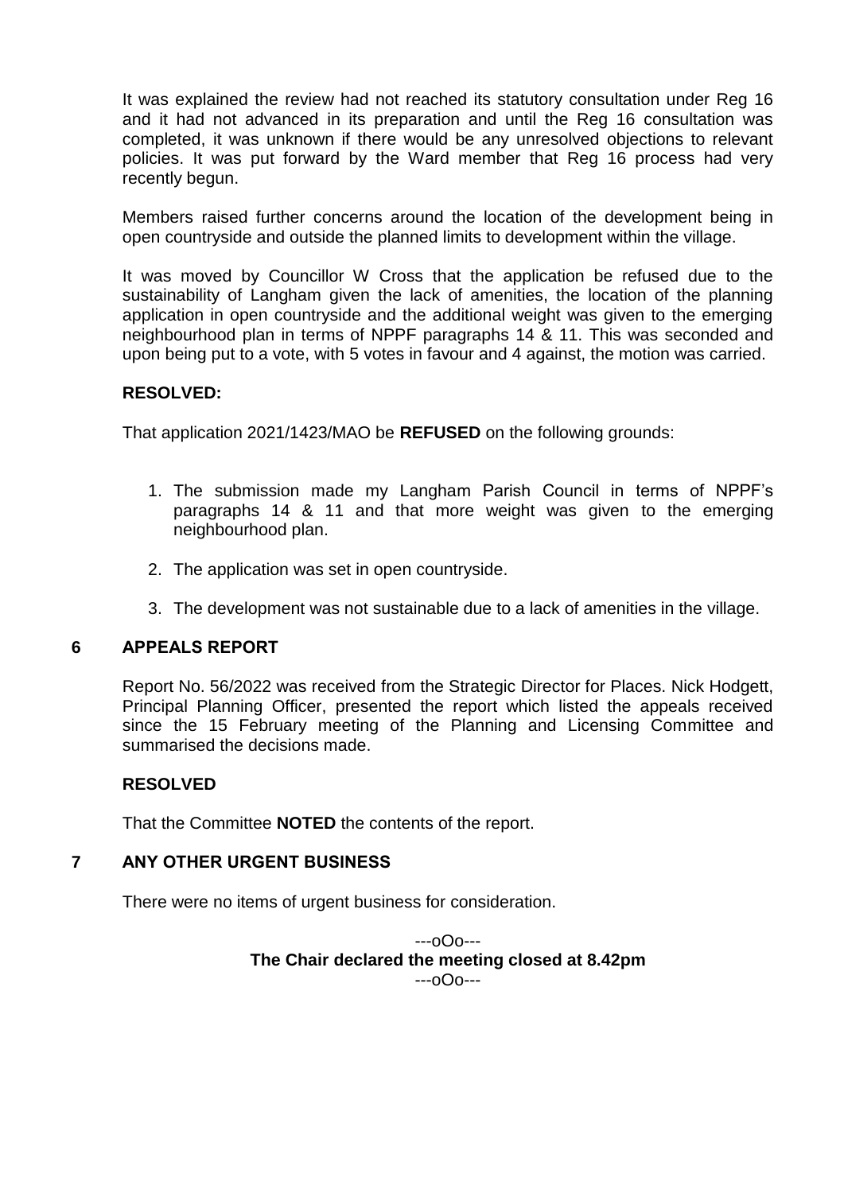It was explained the review had not reached its statutory consultation under Reg 16 and it had not advanced in its preparation and until the Reg 16 consultation was completed, it was unknown if there would be any unresolved objections to relevant policies. It was put forward by the Ward member that Reg 16 process had very recently begun.

Members raised further concerns around the location of the development being in open countryside and outside the planned limits to development within the village.

It was moved by Councillor W Cross that the application be refused due to the sustainability of Langham given the lack of amenities, the location of the planning application in open countryside and the additional weight was given to the emerging neighbourhood plan in terms of NPPF paragraphs 14 & 11. This was seconded and upon being put to a vote, with 5 votes in favour and 4 against, the motion was carried.

**RESOLVED:**

That application 2021/1423/MAO be **REFUSED** on the following grounds:

1. The submission made my Langham Parish Council in terms of NPPF's paragraphs 14 & 11 and that more weight was given to the emerging neighbourhood plan.
2. The application was set in open countryside.
3. The development was not sustainable due to a lack of amenities in the village.

## 6 APPEALS REPORT

Report No. 56/2022 was received from the Strategic Director for Places. Nick Hodgett, Principal Planning Officer, presented the report which listed the appeals received since the 15 February meeting of the Planning and Licensing Committee and summarised the decisions made.

**RESOLVED**

That the Committee **NOTED** the contents of the report.

## 7 ANY OTHER URGENT BUSINESS

There were no items of urgent business for consideration.

---oOo---

**The Chair declared the meeting closed at 8.42pm**

---oOo---